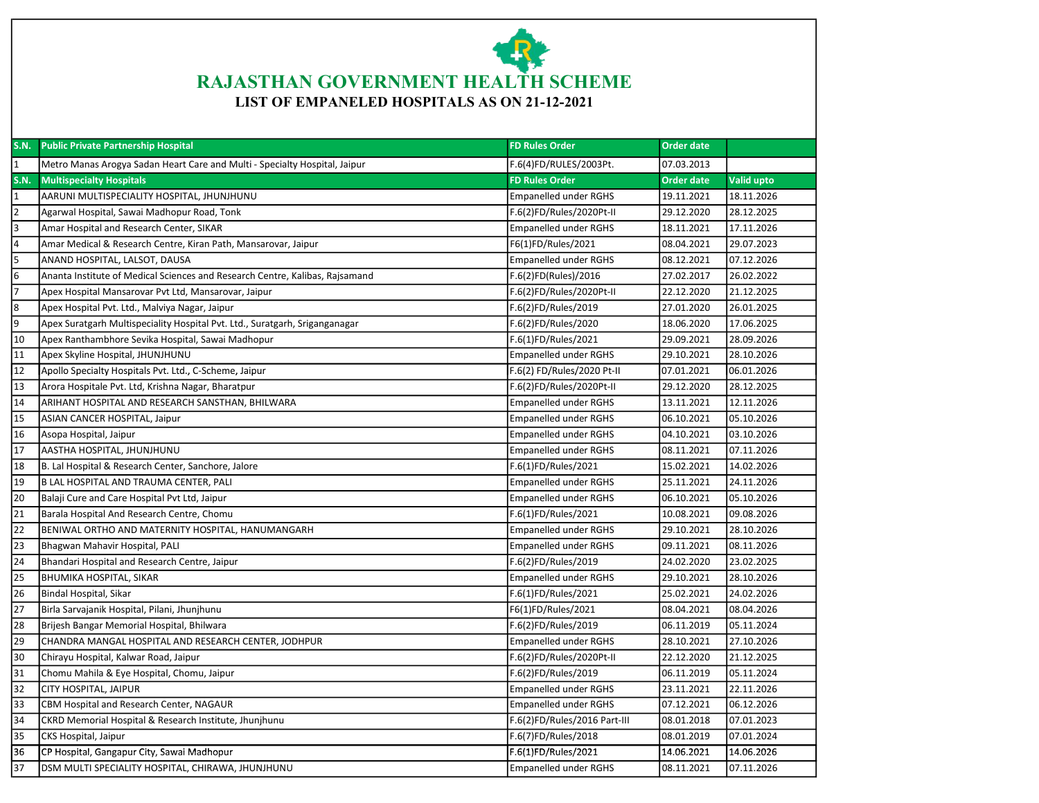# RAJASTHAN GOVERNMENT HEALTH SCHEME

## LIST OF EMPANELED HOSPITALS AS ON 21-12-2021

| S.N. | Public Private Partnership Hospital | FD Rules Order | Order date | |
|---|---|---|---|---|
| 1 | Metro Manas Arogya Sadan Heart Care and Multi - Specialty Hospital, Jaipur | F.6(4)FD/RULES/2003Pt. | 07.03.2013 | |
| **S.N.** | **Multispecialty Hospitals** | **FD Rules Order** | **Order date** | **Valid upto** |
| 1 | AARUNI MULTISPECIALITY HOSPITAL, JHUNJHUNU | Empanelled under RGHS | 19.11.2021 | 18.11.2026 |
| 2 | Agarwal Hospital, Sawai Madhopur Road, Tonk | F.6(2)FD/Rules/2020Pt-II | 29.12.2020 | 28.12.2025 |
| 3 | Amar Hospital and Research Center, SIKAR | Empanelled under RGHS | 18.11.2021 | 17.11.2026 |
| 4 | Amar Medical & Research Centre, Kiran Path, Mansarovar, Jaipur | F6(1)FD/Rules/2021 | 08.04.2021 | 29.07.2023 |
| 5 | ANAND HOSPITAL, LALSOT, DAUSA | Empanelled under RGHS | 08.12.2021 | 07.12.2026 |
| 6 | Ananta Institute of Medical Sciences and Research Centre, Kalibas, Rajsamand | F.6(2)FD(Rules)/2016 | 27.02.2017 | 26.02.2022 |
| 7 | Apex Hospital Mansarovar Pvt Ltd, Mansarovar, Jaipur | F.6(2)FD/Rules/2020Pt-II | 22.12.2020 | 21.12.2025 |
| 8 | Apex Hospital Pvt. Ltd., Malviya Nagar, Jaipur | F.6(2)FD/Rules/2019 | 27.01.2020 | 26.01.2025 |
| 9 | Apex Suratgarh Multispeciality Hospital Pvt. Ltd., Suratgarh, Sriganganagar | F.6(2)FD/Rules/2020 | 18.06.2020 | 17.06.2025 |
| 10 | Apex Ranthambhore Sevika Hospital, Sawai Madhopur | F.6(1)FD/Rules/2021 | 29.09.2021 | 28.09.2026 |
| 11 | Apex Skyline Hospital, JHUNJHUNU | Empanelled under RGHS | 29.10.2021 | 28.10.2026 |
| 12 | Apollo Specialty Hospitals Pvt. Ltd., C-Scheme, Jaipur | F.6(2) FD/Rules/2020 Pt-II | 07.01.2021 | 06.01.2026 |
| 13 | Arora Hospitale Pvt. Ltd, Krishna Nagar, Bharatpur | F.6(2)FD/Rules/2020Pt-II | 29.12.2020 | 28.12.2025 |
| 14 | ARIHANT HOSPITAL AND RESEARCH SANSTHAN, BHILWARA | Empanelled under RGHS | 13.11.2021 | 12.11.2026 |
| 15 | ASIAN CANCER HOSPITAL, Jaipur | Empanelled under RGHS | 06.10.2021 | 05.10.2026 |
| 16 | Asopa Hospital, Jaipur | Empanelled under RGHS | 04.10.2021 | 03.10.2026 |
| 17 | AASTHA HOSPITAL, JHUNJHUNU | Empanelled under RGHS | 08.11.2021 | 07.11.2026 |
| 18 | B. Lal Hospital & Research Center, Sanchore, Jalore | F.6(1)FD/Rules/2021 | 15.02.2021 | 14.02.2026 |
| 19 | B LAL HOSPITAL AND TRAUMA CENTER, PALI | Empanelled under RGHS | 25.11.2021 | 24.11.2026 |
| 20 | Balaji Cure and Care Hospital Pvt Ltd, Jaipur | Empanelled under RGHS | 06.10.2021 | 05.10.2026 |
| 21 | Barala Hospital And Research Centre, Chomu | F.6(1)FD/Rules/2021 | 10.08.2021 | 09.08.2026 |
| 22 | BENIWAL ORTHO AND MATERNITY HOSPITAL, HANUMANGARH | Empanelled under RGHS | 29.10.2021 | 28.10.2026 |
| 23 | Bhagwan Mahavir Hospital, PALI | Empanelled under RGHS | 09.11.2021 | 08.11.2026 |
| 24 | Bhandari Hospital and Research Centre, Jaipur | F.6(2)FD/Rules/2019 | 24.02.2020 | 23.02.2025 |
| 25 | BHUMIKA HOSPITAL, SIKAR | Empanelled under RGHS | 29.10.2021 | 28.10.2026 |
| 26 | Bindal Hospital, Sikar | F.6(1)FD/Rules/2021 | 25.02.2021 | 24.02.2026 |
| 27 | Birla Sarvajanik Hospital, Pilani, Jhunjhunu | F6(1)FD/Rules/2021 | 08.04.2021 | 08.04.2026 |
| 28 | Brijesh Bangar Memorial Hospital, Bhilwara | F.6(2)FD/Rules/2019 | 06.11.2019 | 05.11.2024 |
| 29 | CHANDRA MANGAL HOSPITAL AND RESEARCH CENTER, JODHPUR | Empanelled under RGHS | 28.10.2021 | 27.10.2026 |
| 30 | Chirayu Hospital, Kalwar Road, Jaipur | F.6(2)FD/Rules/2020Pt-II | 22.12.2020 | 21.12.2025 |
| 31 | Chomu Mahila & Eye Hospital, Chomu, Jaipur | F.6(2)FD/Rules/2019 | 06.11.2019 | 05.11.2024 |
| 32 | CITY HOSPITAL, JAIPUR | Empanelled under RGHS | 23.11.2021 | 22.11.2026 |
| 33 | CBM Hospital and Research Center, NAGAUR | Empanelled under RGHS | 07.12.2021 | 06.12.2026 |
| 34 | CKRD Memorial Hospital & Research Institute, Jhunjhunu | F.6(2)FD/Rules/2016 Part-III | 08.01.2018 | 07.01.2023 |
| 35 | CKS Hospital, Jaipur | F.6(7)FD/Rules/2018 | 08.01.2019 | 07.01.2024 |
| 36 | CP Hospital, Gangapur City, Sawai Madhopur | F.6(1)FD/Rules/2021 | 14.06.2021 | 14.06.2026 |
| 37 | DSM MULTI SPECIALITY HOSPITAL, CHIRAWA, JHUNJHUNU | Empanelled under RGHS | 08.11.2021 | 07.11.2026 |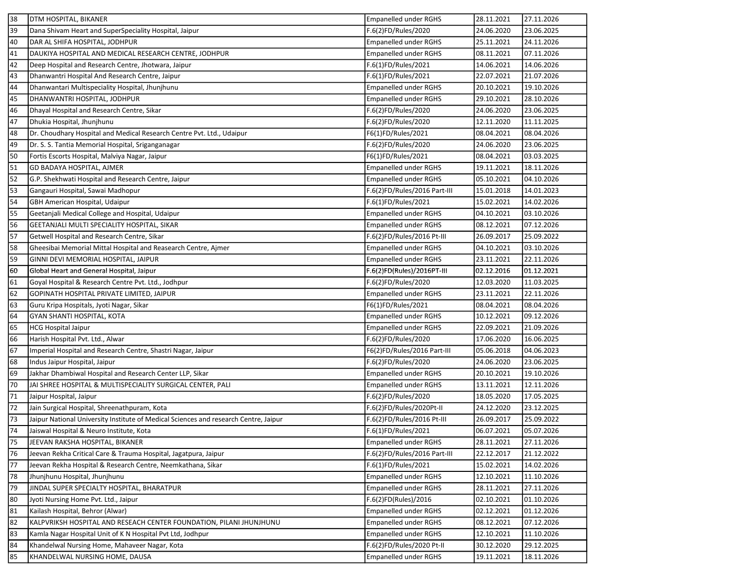| 38 | DTM HOSPITAL, BIKANER | Empanelled under RGHS | 28.11.2021 | 27.11.2026 |
|---|---|---|---|---|
| 39 | Dana Shivam Heart and SuperSpeciality Hospital, Jaipur | F.6(2)FD/Rules/2020 | 24.06.2020 | 23.06.2025 |
| 40 | DAR AL SHIFA HOSPITAL, JODHPUR | Empanelled under RGHS | 25.11.2021 | 24.11.2026 |
| 41 | DAUKIYA HOSPITAL AND MEDICAL RESEARCH CENTRE, JODHPUR | Empanelled under RGHS | 08.11.2021 | 07.11.2026 |
| 42 | Deep Hospital and Research Centre, Jhotwara, Jaipur | F.6(1)FD/Rules/2021 | 14.06.2021 | 14.06.2026 |
| 43 | Dhanwantri Hospital And Research Centre, Jaipur | F.6(1)FD/Rules/2021 | 22.07.2021 | 21.07.2026 |
| 44 | Dhanwantari Multispeciality Hospital, Jhunjhunu | Empanelled under RGHS | 20.10.2021 | 19.10.2026 |
| 45 | DHANWANTRI HOSPITAL, JODHPUR | Empanelled under RGHS | 29.10.2021 | 28.10.2026 |
| 46 | Dhayal Hospital and Research Centre, Sikar | F.6(2)FD/Rules/2020 | 24.06.2020 | 23.06.2025 |
| 47 | Dhukia Hospital, Jhunjhunu | F.6(2)FD/Rules/2020 | 12.11.2020 | 11.11.2025 |
| 48 | Dr. Choudhary Hospital and Medical Research Centre Pvt. Ltd., Udaipur | F6(1)FD/Rules/2021 | 08.04.2021 | 08.04.2026 |
| 49 | Dr. S. S. Tantia Memorial Hospital, Sriganganagar | F.6(2)FD/Rules/2020 | 24.06.2020 | 23.06.2025 |
| 50 | Fortis Escorts Hospital, Malviya Nagar, Jaipur | F6(1)FD/Rules/2021 | 08.04.2021 | 03.03.2025 |
| 51 | GD BADAYA HOSPITAL, AJMER | Empanelled under RGHS | 19.11.2021 | 18.11.2026 |
| 52 | G.P. Shekhwati Hospital and Research Centre, Jaipur | Empanelled under RGHS | 05.10.2021 | 04.10.2026 |
| 53 | Gangauri Hospital, Sawai Madhopur | F.6(2)FD/Rules/2016 Part-III | 15.01.2018 | 14.01.2023 |
| 54 | GBH American Hospital, Udaipur | F.6(1)FD/Rules/2021 | 15.02.2021 | 14.02.2026 |
| 55 | Geetanjali Medical College and Hospital, Udaipur | Empanelled under RGHS | 04.10.2021 | 03.10.2026 |
| 56 | GEETANJALI MULTI SPECIALITY HOSPITAL, SIKAR | Empanelled under RGHS | 08.12.2021 | 07.12.2026 |
| 57 | Getwell Hospital and Research Centre, Sikar | F.6(2)FD/Rules/2016 Pt-III | 26.09.2017 | 25.09.2022 |
| 58 | Gheesibai Memorial Mittal Hospital and Reasearch Centre, Ajmer | Empanelled under RGHS | 04.10.2021 | 03.10.2026 |
| 59 | GINNI DEVI MEMORIAL HOSPITAL, JAIPUR | Empanelled under RGHS | 23.11.2021 | 22.11.2026 |
| 60 | Global Heart and General Hospital, Jaipur | F.6(2)FD(Rules)/2016PT-III | 02.12.2016 | 01.12.2021 |
| 61 | Goyal Hospital & Research Centre Pvt. Ltd., Jodhpur | F.6(2)FD/Rules/2020 | 12.03.2020 | 11.03.2025 |
| 62 | GOPINATH HOSPITAL PRIVATE LIMITED, JAIPUR | Empanelled under RGHS | 23.11.2021 | 22.11.2026 |
| 63 | Guru Kripa Hospitals, Jyoti Nagar, Sikar | F6(1)FD/Rules/2021 | 08.04.2021 | 08.04.2026 |
| 64 | GYAN SHANTI HOSPITAL, KOTA | Empanelled under RGHS | 10.12.2021 | 09.12.2026 |
| 65 | HCG Hospital Jaipur | Empanelled under RGHS | 22.09.2021 | 21.09.2026 |
| 66 | Harish Hospital Pvt. Ltd., Alwar | F.6(2)FD/Rules/2020 | 17.06.2020 | 16.06.2025 |
| 67 | Imperial Hospital and Research Centre, Shastri Nagar, Jaipur | F6(2)FD/Rules/2016 Part-III | 05.06.2018 | 04.06.2023 |
| 68 | Indus Jaipur Hospital, Jaipur | F.6(2)FD/Rules/2020 | 24.06.2020 | 23.06.2025 |
| 69 | Jakhar Dhambiwal Hospital and Research Center LLP, Sikar | Empanelled under RGHS | 20.10.2021 | 19.10.2026 |
| 70 | JAI SHREE HOSPITAL & MULTISPECIALITY SURGICAL CENTER, PALI | Empanelled under RGHS | 13.11.2021 | 12.11.2026 |
| 71 | Jaipur Hospital, Jaipur | F.6(2)FD/Rules/2020 | 18.05.2020 | 17.05.2025 |
| 72 | Jain Surgical Hospital, Shreenathpuram, Kota | F.6(2)FD/Rules/2020Pt-II | 24.12.2020 | 23.12.2025 |
| 73 | Jaipur National University Institute of Medical Sciences and research Centre, Jaipur | F.6(2)FD/Rules/2016 Pt-III | 26.09.2017 | 25.09.2022 |
| 74 | Jaiswal Hospital & Neuro Institute, Kota | F.6(1)FD/Rules/2021 | 06.07.2021 | 05.07.2026 |
| 75 | JEEVAN RAKSHA HOSPITAL, BIKANER | Empanelled under RGHS | 28.11.2021 | 27.11.2026 |
| 76 | Jeevan Rekha Critical Care & Trauma Hospital, Jagatpura, Jaipur | F.6(2)FD/Rules/2016 Part-III | 22.12.2017 | 21.12.2022 |
| 77 | Jeevan Rekha Hospital & Research Centre, Neemkathana, Sikar | F.6(1)FD/Rules/2021 | 15.02.2021 | 14.02.2026 |
| 78 | Jhunjhunu Hospital, Jhunjhunu | Empanelled under RGHS | 12.10.2021 | 11.10.2026 |
| 79 | JINDAL SUPER SPECIALTY HOSPITAL, BHARATPUR | Empanelled under RGHS | 28.11.2021 | 27.11.2026 |
| 80 | Jyoti Nursing Home Pvt. Ltd., Jaipur | F.6(2)FD(Rules)/2016 | 02.10.2021 | 01.10.2026 |
| 81 | Kailash Hospital, Behror (Alwar) | Empanelled under RGHS | 02.12.2021 | 01.12.2026 |
| 82 | KALPVRIKSH HOSPITAL AND RESEACH CENTER FOUNDATION, PILANI JHUNJHUNU | Empanelled under RGHS | 08.12.2021 | 07.12.2026 |
| 83 | Kamla Nagar Hospital Unit of K N Hospital Pvt Ltd, Jodhpur | Empanelled under RGHS | 12.10.2021 | 11.10.2026 |
| 84 | Khandelwal Nursing Home, Mahaveer Nagar, Kota | F.6(2)FD/Rules/2020 Pt-II | 30.12.2020 | 29.12.2025 |
| 85 | KHANDELWAL NURSING HOME, DAUSA | Empanelled under RGHS | 19.11.2021 | 18.11.2026 |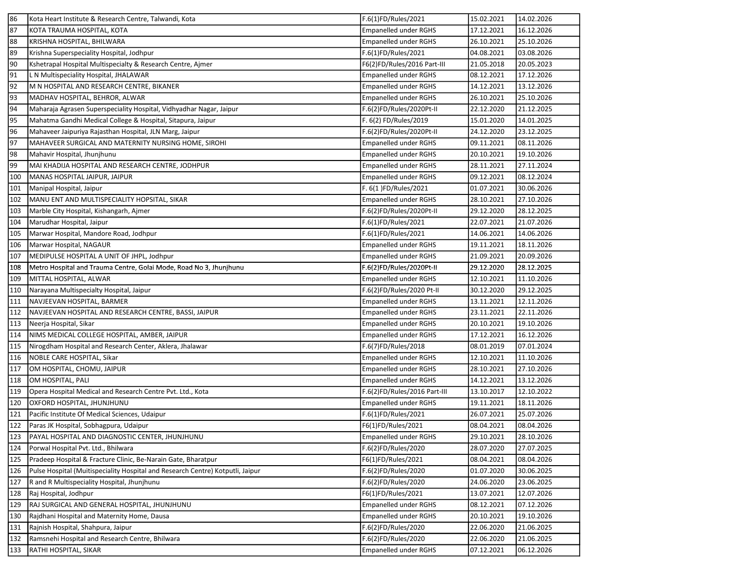| | | | | |
|---|---|---|---|---|
| 86 | Kota Heart Institute & Research Centre, Talwandi, Kota | F.6(1)FD/Rules/2021 | 15.02.2021 | 14.02.2026 |
| 87 | KOTA TRAUMA HOSPITAL, KOTA | Empanelled under RGHS | 17.12.2021 | 16.12.2026 |
| 88 | KRISHNA HOSPITAL, BHILWARA | Empanelled under RGHS | 26.10.2021 | 25.10.2026 |
| 89 | Krishna Superspeciality Hospital, Jodhpur | F.6(1)FD/Rules/2021 | 04.08.2021 | 03.08.2026 |
| 90 | Kshetrapal Hospital Multispecialty & Research Centre, Ajmer | F6(2)FD/Rules/2016 Part-III | 21.05.2018 | 20.05.2023 |
| 91 | L N Multispeciality Hospital, JHALAWAR | Empanelled under RGHS | 08.12.2021 | 17.12.2026 |
| 92 | M N HOSPITAL AND RESEARCH CENTRE, BIKANER | Empanelled under RGHS | 14.12.2021 | 13.12.2026 |
| 93 | MADHAV HOSPITAL, BEHROR, ALWAR | Empanelled under RGHS | 26.10.2021 | 25.10.2026 |
| 94 | Maharaja Agrasen Superspeciality Hospital, Vidhyadhar Nagar, Jaipur | F.6(2)FD/Rules/2020Pt-II | 22.12.2020 | 21.12.2025 |
| 95 | Mahatma Gandhi Medical College & Hospital, Sitapura, Jaipur | F. 6(2) FD/Rules/2019 | 15.01.2020 | 14.01.2025 |
| 96 | Mahaveer Jaipuriya Rajasthan Hospital, JLN Marg, Jaipur | F.6(2)FD/Rules/2020Pt-II | 24.12.2020 | 23.12.2025 |
| 97 | MAHAVEER SURGICAL AND MATERNITY NURSING HOME, SIROHI | Empanelled under RGHS | 09.11.2021 | 08.11.2026 |
| 98 | Mahavir Hospital, Jhunjhunu | Empanelled under RGHS | 20.10.2021 | 19.10.2026 |
| 99 | MAI KHADIJA HOSPITAL AND RESEARCH CENTRE, JODHPUR | Empanelled under RGHS | 28.11.2021 | 27.11.2024 |
| 100 | MANAS HOSPITAL JAIPUR, JAIPUR | Empanelled under RGHS | 09.12.2021 | 08.12.2024 |
| 101 | Manipal Hospital, Jaipur | F. 6(1 )FD/Rules/2021 | 01.07.2021 | 30.06.2026 |
| 102 | MANU ENT AND MULTISPECIALITY HOPSITAL, SIKAR | Empanelled under RGHS | 28.10.2021 | 27.10.2026 |
| 103 | Marble City Hospital, Kishangarh, Ajmer | F.6(2)FD/Rules/2020Pt-II | 29.12.2020 | 28.12.2025 |
| 104 | Marudhar Hospital, Jaipur | F.6(1)FD/Rules/2021 | 22.07.2021 | 21.07.2026 |
| 105 | Marwar Hospital, Mandore Road, Jodhpur | F.6(1)FD/Rules/2021 | 14.06.2021 | 14.06.2026 |
| 106 | Marwar Hospital, NAGAUR | Empanelled under RGHS | 19.11.2021 | 18.11.2026 |
| 107 | MEDIPULSE HOSPITAL A UNIT OF JHPL, Jodhpur | Empanelled under RGHS | 21.09.2021 | 20.09.2026 |
| 108 | Metro Hospital and Trauma Centre, Golai Mode, Road No 3, Jhunjhunu | F.6(2)FD/Rules/2020Pt-II | 29.12.2020 | 28.12.2025 |
| 109 | MITTAL HOSPITAL, ALWAR | Empanelled under RGHS | 12.10.2021 | 11.10.2026 |
| 110 | Narayana Multispecialty Hospital, Jaipur | F.6(2)FD/Rules/2020 Pt-II | 30.12.2020 | 29.12.2025 |
| 111 | NAVJEEVAN HOSPITAL, BARMER | Empanelled under RGHS | 13.11.2021 | 12.11.2026 |
| 112 | NAVJEEVAN HOSPITAL AND RESEARCH CENTRE, BASSI, JAIPUR | Empanelled under RGHS | 23.11.2021 | 22.11.2026 |
| 113 | Neerja Hospital, Sikar | Empanelled under RGHS | 20.10.2021 | 19.10.2026 |
| 114 | NIMS MEDICAL COLLEGE HOSPITAL, AMBER, JAIPUR | Empanelled under RGHS | 17.12.2021 | 16.12.2026 |
| 115 | Nirogdham Hospital and Research Center, Aklera, Jhalawar | F.6(7)FD/Rules/2018 | 08.01.2019 | 07.01.2024 |
| 116 | NOBLE CARE HOSPITAL, Sikar | Empanelled under RGHS | 12.10.2021 | 11.10.2026 |
| 117 | OM HOSPITAL, CHOMU, JAIPUR | Empanelled under RGHS | 28.10.2021 | 27.10.2026 |
| 118 | OM HOSPITAL, PALI | Empanelled under RGHS | 14.12.2021 | 13.12.2026 |
| 119 | Opera Hospital Medical and Research Centre Pvt. Ltd., Kota | F.6(2)FD/Rules/2016 Part-III | 13.10.2017 | 12.10.2022 |
| 120 | OXFORD HOSPITAL, JHUNJHUNU | Empanelled under RGHS | 19.11.2021 | 18.11.2026 |
| 121 | Pacific Institute Of Medical Sciences, Udaipur | F.6(1)FD/Rules/2021 | 26.07.2021 | 25.07.2026 |
| 122 | Paras JK Hospital, Sobhagpura, Udaipur | F6(1)FD/Rules/2021 | 08.04.2021 | 08.04.2026 |
| 123 | PAYAL HOSPITAL AND DIAGNOSTIC CENTER, JHUNJHUNU | Empanelled under RGHS | 29.10.2021 | 28.10.2026 |
| 124 | Porwal Hospital Pvt. Ltd., Bhilwara | F.6(2)FD/Rules/2020 | 28.07.2020 | 27.07.2025 |
| 125 | Pradeep Hospital & Fracture Clinic, Be-Narain Gate, Bharatpur | F6(1)FD/Rules/2021 | 08.04.2021 | 08.04.2026 |
| 126 | Pulse Hospital (Muitispeciality Hospital and Research Centre) Kotputli, Jaipur | F.6(2)FD/Rules/2020 | 01.07.2020 | 30.06.2025 |
| 127 | R and R Multispeciality Hospital, Jhunjhunu | F.6(2)FD/Rules/2020 | 24.06.2020 | 23.06.2025 |
| 128 | Raj Hospital, Jodhpur | F6(1)FD/Rules/2021 | 13.07.2021 | 12.07.2026 |
| 129 | RAJ SURGICAL AND GENERAL HOSPITAL, JHUNJHUNU | Empanelled under RGHS | 08.12.2021 | 07.12.2026 |
| 130 | Rajdhani Hospital and Maternity Home, Dausa | Empanelled under RGHS | 20.10.2021 | 19.10.2026 |
| 131 | Rajnish Hospital, Shahpura, Jaipur | F.6(2)FD/Rules/2020 | 22.06.2020 | 21.06.2025 |
| 132 | Ramsnehi Hospital and Research Centre, Bhilwara | F.6(2)FD/Rules/2020 | 22.06.2020 | 21.06.2025 |
| 133 | RATHI HOSPITAL, SIKAR | Empanelled under RGHS | 07.12.2021 | 06.12.2026 |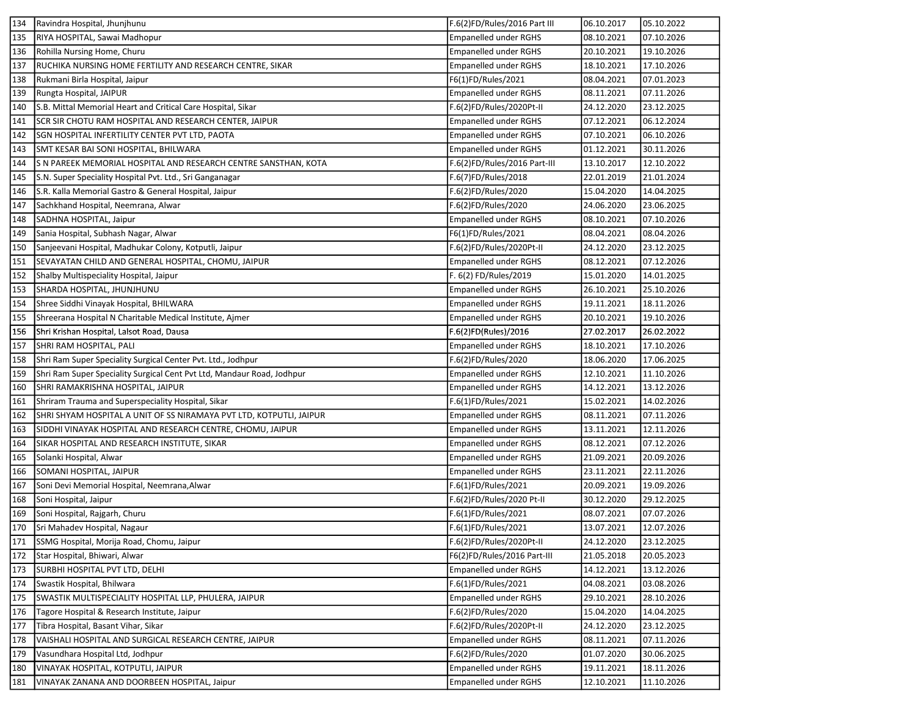| | | | | |
|---|---|---|---|---|
| 134 | Ravindra Hospital, Jhunjhunu | F.6(2)FD/Rules/2016 Part III | 06.10.2017 | 05.10.2022 |
| 135 | RIYA HOSPITAL, Sawai Madhopur | Empanelled under RGHS | 08.10.2021 | 07.10.2026 |
| 136 | Rohilla Nursing Home, Churu | Empanelled under RGHS | 20.10.2021 | 19.10.2026 |
| 137 | RUCHIKA NURSING HOME FERTILITY AND RESEARCH CENTRE, SIKAR | Empanelled under RGHS | 18.10.2021 | 17.10.2026 |
| 138 | Rukmani Birla Hospital, Jaipur | F6(1)FD/Rules/2021 | 08.04.2021 | 07.01.2023 |
| 139 | Rungta Hospital, JAIPUR | Empanelled under RGHS | 08.11.2021 | 07.11.2026 |
| 140 | S.B. Mittal Memorial Heart and Critical Care Hospital, Sikar | F.6(2)FD/Rules/2020Pt-II | 24.12.2020 | 23.12.2025 |
| 141 | SCR SIR CHOTU RAM HOSPITAL AND RESEARCH CENTER, JAIPUR | Empanelled under RGHS | 07.12.2021 | 06.12.2024 |
| 142 | SGN HOSPITAL INFERTILITY CENTER PVT LTD, PAOTA | Empanelled under RGHS | 07.10.2021 | 06.10.2026 |
| 143 | SMT KESAR BAI SONI HOSPITAL, BHILWARA | Empanelled under RGHS | 01.12.2021 | 30.11.2026 |
| 144 | S N PAREEK MEMORIAL HOSPITAL AND RESEARCH CENTRE SANSTHAN, KOTA | F.6(2)FD/Rules/2016 Part-III | 13.10.2017 | 12.10.2022 |
| 145 | S.N. Super Speciality Hospital Pvt. Ltd., Sri Ganganagar | F.6(7)FD/Rules/2018 | 22.01.2019 | 21.01.2024 |
| 146 | S.R. Kalla Memorial Gastro & General Hospital, Jaipur | F.6(2)FD/Rules/2020 | 15.04.2020 | 14.04.2025 |
| 147 | Sachkhand Hospital, Neemrana, Alwar | F.6(2)FD/Rules/2020 | 24.06.2020 | 23.06.2025 |
| 148 | SADHNA HOSPITAL, Jaipur | Empanelled under RGHS | 08.10.2021 | 07.10.2026 |
| 149 | Sania Hospital, Subhash Nagar, Alwar | F6(1)FD/Rules/2021 | 08.04.2021 | 08.04.2026 |
| 150 | Sanjeevani Hospital, Madhukar Colony, Kotputli, Jaipur | F.6(2)FD/Rules/2020Pt-II | 24.12.2020 | 23.12.2025 |
| 151 | SEVAYATAN CHILD AND GENERAL HOSPITAL, CHOMU, JAIPUR | Empanelled under RGHS | 08.12.2021 | 07.12.2026 |
| 152 | Shalby Multispeciality Hospital, Jaipur | F. 6(2) FD/Rules/2019 | 15.01.2020 | 14.01.2025 |
| 153 | SHARDA HOSPITAL, JHUNJHUNU | Empanelled under RGHS | 26.10.2021 | 25.10.2026 |
| 154 | Shree Siddhi Vinayak Hospital, BHILWARA | Empanelled under RGHS | 19.11.2021 | 18.11.2026 |
| 155 | Shreerana Hospital N Charitable Medical Institute, Ajmer | Empanelled under RGHS | 20.10.2021 | 19.10.2026 |
| 156 | Shri Krishan Hospital, Lalsot Road, Dausa | F.6(2)FD(Rules)/2016 | 27.02.2017 | 26.02.2022 |
| 157 | SHRI RAM HOSPITAL, PALI | Empanelled under RGHS | 18.10.2021 | 17.10.2026 |
| 158 | Shri Ram Super Speciality Surgical Center Pvt. Ltd., Jodhpur | F.6(2)FD/Rules/2020 | 18.06.2020 | 17.06.2025 |
| 159 | Shri Ram Super Speciality Surgical Cent Pvt Ltd, Mandaur Road, Jodhpur | Empanelled under RGHS | 12.10.2021 | 11.10.2026 |
| 160 | SHRI RAMAKRISHNA HOSPITAL, JAIPUR | Empanelled under RGHS | 14.12.2021 | 13.12.2026 |
| 161 | Shriram Trauma and Superspeciality Hospital, Sikar | F.6(1)FD/Rules/2021 | 15.02.2021 | 14.02.2026 |
| 162 | SHRI SHYAM HOSPITAL A UNIT OF SS NIRAMAYA PVT LTD, KOTPUTLI, JAIPUR | Empanelled under RGHS | 08.11.2021 | 07.11.2026 |
| 163 | SIDDHI VINAYAK HOSPITAL AND RESEARCH CENTRE, CHOMU, JAIPUR | Empanelled under RGHS | 13.11.2021 | 12.11.2026 |
| 164 | SIKAR HOSPITAL AND RESEARCH INSTITUTE, SIKAR | Empanelled under RGHS | 08.12.2021 | 07.12.2026 |
| 165 | Solanki Hospital, Alwar | Empanelled under RGHS | 21.09.2021 | 20.09.2026 |
| 166 | SOMANI HOSPITAL, JAIPUR | Empanelled under RGHS | 23.11.2021 | 22.11.2026 |
| 167 | Soni Devi Memorial Hospital, Neemrana,Alwar | F.6(1)FD/Rules/2021 | 20.09.2021 | 19.09.2026 |
| 168 | Soni Hospital, Jaipur | F.6(2)FD/Rules/2020 Pt-II | 30.12.2020 | 29.12.2025 |
| 169 | Soni Hospital, Rajgarh, Churu | F.6(1)FD/Rules/2021 | 08.07.2021 | 07.07.2026 |
| 170 | Sri Mahadev Hospital, Nagaur | F.6(1)FD/Rules/2021 | 13.07.2021 | 12.07.2026 |
| 171 | SSMG Hospital, Morija Road, Chomu, Jaipur | F.6(2)FD/Rules/2020Pt-II | 24.12.2020 | 23.12.2025 |
| 172 | Star Hospital, Bhiwari, Alwar | F6(2)FD/Rules/2016 Part-III | 21.05.2018 | 20.05.2023 |
| 173 | SURBHI HOSPITAL PVT LTD, DELHI | Empanelled under RGHS | 14.12.2021 | 13.12.2026 |
| 174 | Swastik Hospital, Bhilwara | F.6(1)FD/Rules/2021 | 04.08.2021 | 03.08.2026 |
| 175 | SWASTIK MULTISPECIALITY HOSPITAL LLP, PHULERA, JAIPUR | Empanelled under RGHS | 29.10.2021 | 28.10.2026 |
| 176 | Tagore Hospital & Research Institute, Jaipur | F.6(2)FD/Rules/2020 | 15.04.2020 | 14.04.2025 |
| 177 | Tibra Hospital, Basant Vihar, Sikar | F.6(2)FD/Rules/2020Pt-II | 24.12.2020 | 23.12.2025 |
| 178 | VAISHALI HOSPITAL AND SURGICAL RESEARCH CENTRE, JAIPUR | Empanelled under RGHS | 08.11.2021 | 07.11.2026 |
| 179 | Vasundhara Hospital Ltd, Jodhpur | F.6(2)FD/Rules/2020 | 01.07.2020 | 30.06.2025 |
| 180 | VINAYAK HOSPITAL, KOTPUTLI, JAIPUR | Empanelled under RGHS | 19.11.2021 | 18.11.2026 |
| 181 | VINAYAK ZANANA AND DOORBEEN HOSPITAL, Jaipur | Empanelled under RGHS | 12.10.2021 | 11.10.2026 |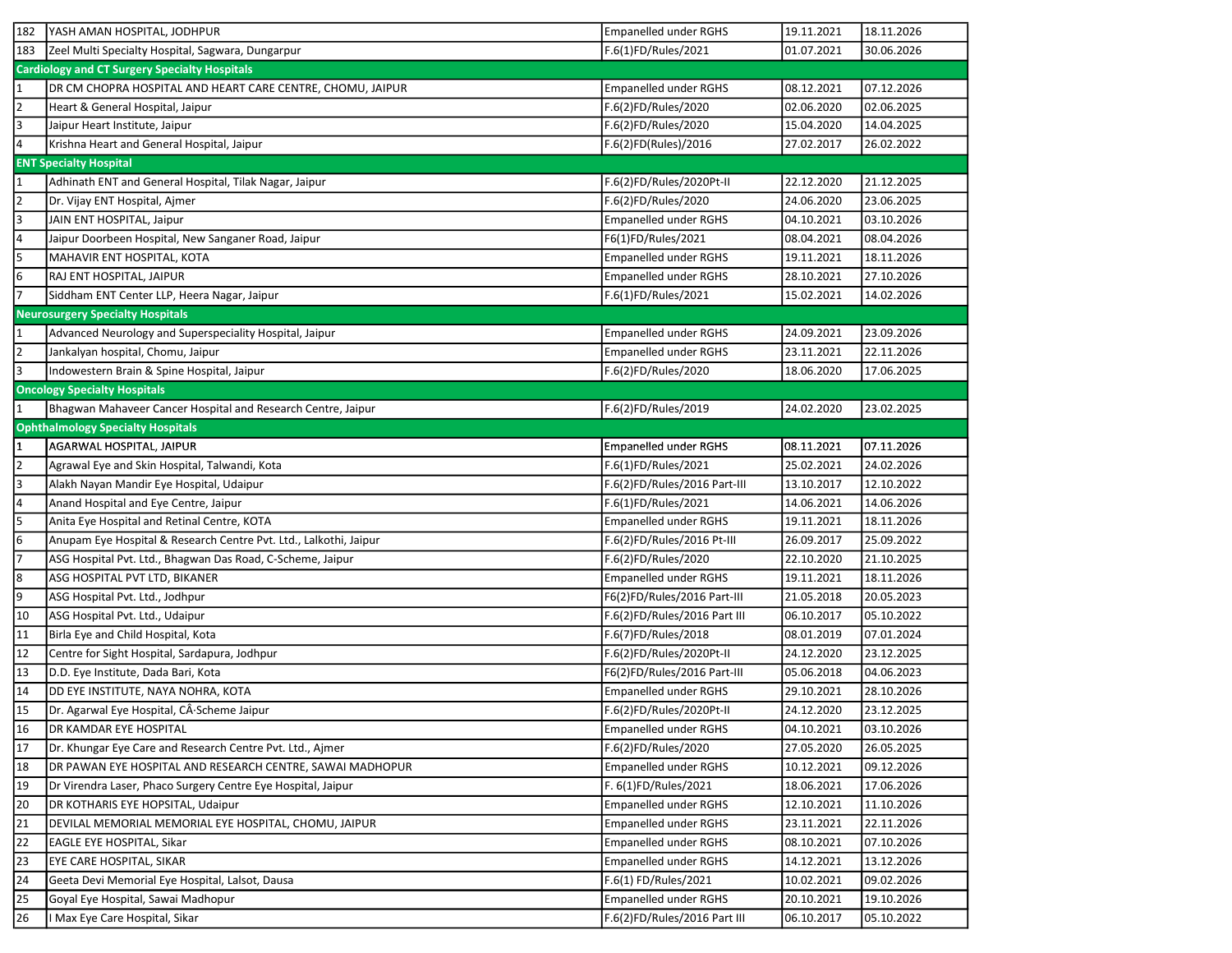| | | | | |
|---|---|---|---|---|
| 182 | YASH AMAN HOSPITAL, JODHPUR | Empanelled under RGHS | 19.11.2021 | 18.11.2026 |
| 183 | Zeel Multi Specialty Hospital, Sagwara, Dungarpur | F.6(1)FD/Rules/2021 | 01.07.2021 | 30.06.2026 |
| **Cardiology and CT Surgery Specialty Hospitals** | | | | |
| 1 | DR CM CHOPRA HOSPITAL AND HEART CARE CENTRE, CHOMU, JAIPUR | Empanelled under RGHS | 08.12.2021 | 07.12.2026 |
| 2 | Heart & General Hospital, Jaipur | F.6(2)FD/Rules/2020 | 02.06.2020 | 02.06.2025 |
| 3 | Jaipur Heart Institute, Jaipur | F.6(2)FD/Rules/2020 | 15.04.2020 | 14.04.2025 |
| 4 | Krishna Heart and General Hospital, Jaipur | F.6(2)FD(Rules)/2016 | 27.02.2017 | 26.02.2022 |
| **ENT Specialty Hospital** | | | | |
| 1 | Adhinath ENT and General Hospital, Tilak Nagar, Jaipur | F.6(2)FD/Rules/2020Pt-II | 22.12.2020 | 21.12.2025 |
| 2 | Dr. Vijay ENT Hospital, Ajmer | F.6(2)FD/Rules/2020 | 24.06.2020 | 23.06.2025 |
| 3 | JAIN ENT HOSPITAL, Jaipur | Empanelled under RGHS | 04.10.2021 | 03.10.2026 |
| 4 | Jaipur Doorbeen Hospital, New Sanganer Road, Jaipur | F6(1)FD/Rules/2021 | 08.04.2021 | 08.04.2026 |
| 5 | MAHAVIR ENT HOSPITAL, KOTA | Empanelled under RGHS | 19.11.2021 | 18.11.2026 |
| 6 | RAJ ENT HOSPITAL, JAIPUR | Empanelled under RGHS | 28.10.2021 | 27.10.2026 |
| 7 | Siddham ENT Center LLP, Heera Nagar, Jaipur | F.6(1)FD/Rules/2021 | 15.02.2021 | 14.02.2026 |
| **Neurosurgery Specialty Hospitals** | | | | |
| 1 | Advanced Neurology and Superspeciality Hospital, Jaipur | Empanelled under RGHS | 24.09.2021 | 23.09.2026 |
| 2 | Jankalyan hospital, Chomu, Jaipur | Empanelled under RGHS | 23.11.2021 | 22.11.2026 |
| 3 | Indowestern Brain & Spine Hospital, Jaipur | F.6(2)FD/Rules/2020 | 18.06.2020 | 17.06.2025 |
| **Oncology Specialty Hospitals** | | | | |
| 1 | Bhagwan Mahaveer Cancer Hospital and Research Centre, Jaipur | F.6(2)FD/Rules/2019 | 24.02.2020 | 23.02.2025 |
| **Ophthalmology Specialty Hospitals** | | | | |
| 1 | AGARWAL HOSPITAL, JAIPUR | Empanelled under RGHS | 08.11.2021 | 07.11.2026 |
| 2 | Agrawal Eye and Skin Hospital, Talwandi, Kota | F.6(1)FD/Rules/2021 | 25.02.2021 | 24.02.2026 |
| 3 | Alakh Nayan Mandir Eye Hospital, Udaipur | F.6(2)FD/Rules/2016 Part-III | 13.10.2017 | 12.10.2022 |
| 4 | Anand Hospital and Eye Centre, Jaipur | F.6(1)FD/Rules/2021 | 14.06.2021 | 14.06.2026 |
| 5 | Anita Eye Hospital and Retinal Centre, KOTA | Empanelled under RGHS | 19.11.2021 | 18.11.2026 |
| 6 | Anupam Eye Hospital & Research Centre Pvt. Ltd., Lalkothi, Jaipur | F.6(2)FD/Rules/2016 Pt-III | 26.09.2017 | 25.09.2022 |
| 7 | ASG Hospital Pvt. Ltd., Bhagwan Das Road, C-Scheme, Jaipur | F.6(2)FD/Rules/2020 | 22.10.2020 | 21.10.2025 |
| 8 | ASG HOSPITAL PVT LTD, BIKANER | Empanelled under RGHS | 19.11.2021 | 18.11.2026 |
| 9 | ASG Hospital Pvt. Ltd., Jodhpur | F6(2)FD/Rules/2016 Part-III | 21.05.2018 | 20.05.2023 |
| 10 | ASG Hospital Pvt. Ltd., Udaipur | F.6(2)FD/Rules/2016 Part III | 06.10.2017 | 05.10.2022 |
| 11 | Birla Eye and Child Hospital, Kota | F.6(7)FD/Rules/2018 | 08.01.2019 | 07.01.2024 |
| 12 | Centre for Sight Hospital, Sardapura, Jodhpur | F.6(2)FD/Rules/2020Pt-II | 24.12.2020 | 23.12.2025 |
| 13 | D.D. Eye Institute, Dada Bari, Kota | F6(2)FD/Rules/2016 Part-III | 05.06.2018 | 04.06.2023 |
| 14 | DD EYE INSTITUTE, NAYA NOHRA, KOTA | Empanelled under RGHS | 29.10.2021 | 28.10.2026 |
| 15 | Dr. Agarwal Eye Hospital, CÂ·Scheme Jaipur | F.6(2)FD/Rules/2020Pt-II | 24.12.2020 | 23.12.2025 |
| 16 | DR KAMDAR EYE HOSPITAL | Empanelled under RGHS | 04.10.2021 | 03.10.2026 |
| 17 | Dr. Khungar Eye Care and Research Centre Pvt. Ltd., Ajmer | F.6(2)FD/Rules/2020 | 27.05.2020 | 26.05.2025 |
| 18 | DR PAWAN EYE HOSPITAL AND RESEARCH CENTRE, SAWAI MADHOPUR | Empanelled under RGHS | 10.12.2021 | 09.12.2026 |
| 19 | Dr Virendra Laser, Phaco Surgery Centre Eye Hospital, Jaipur | F. 6(1)FD/Rules/2021 | 18.06.2021 | 17.06.2026 |
| 20 | DR KOTHARIS EYE HOPSITAL, Udaipur | Empanelled under RGHS | 12.10.2021 | 11.10.2026 |
| 21 | DEVILAL MEMORIAL MEMORIAL EYE HOSPITAL, CHOMU, JAIPUR | Empanelled under RGHS | 23.11.2021 | 22.11.2026 |
| 22 | EAGLE EYE HOSPITAL, Sikar | Empanelled under RGHS | 08.10.2021 | 07.10.2026 |
| 23 | EYE CARE HOSPITAL, SIKAR | Empanelled under RGHS | 14.12.2021 | 13.12.2026 |
| 24 | Geeta Devi Memorial Eye Hospital, Lalsot, Dausa | F.6(1) FD/Rules/2021 | 10.02.2021 | 09.02.2026 |
| 25 | Goyal Eye Hospital, Sawai Madhopur | Empanelled under RGHS | 20.10.2021 | 19.10.2026 |
| 26 | I Max Eye Care Hospital, Sikar | F.6(2)FD/Rules/2016 Part III | 06.10.2017 | 05.10.2022 |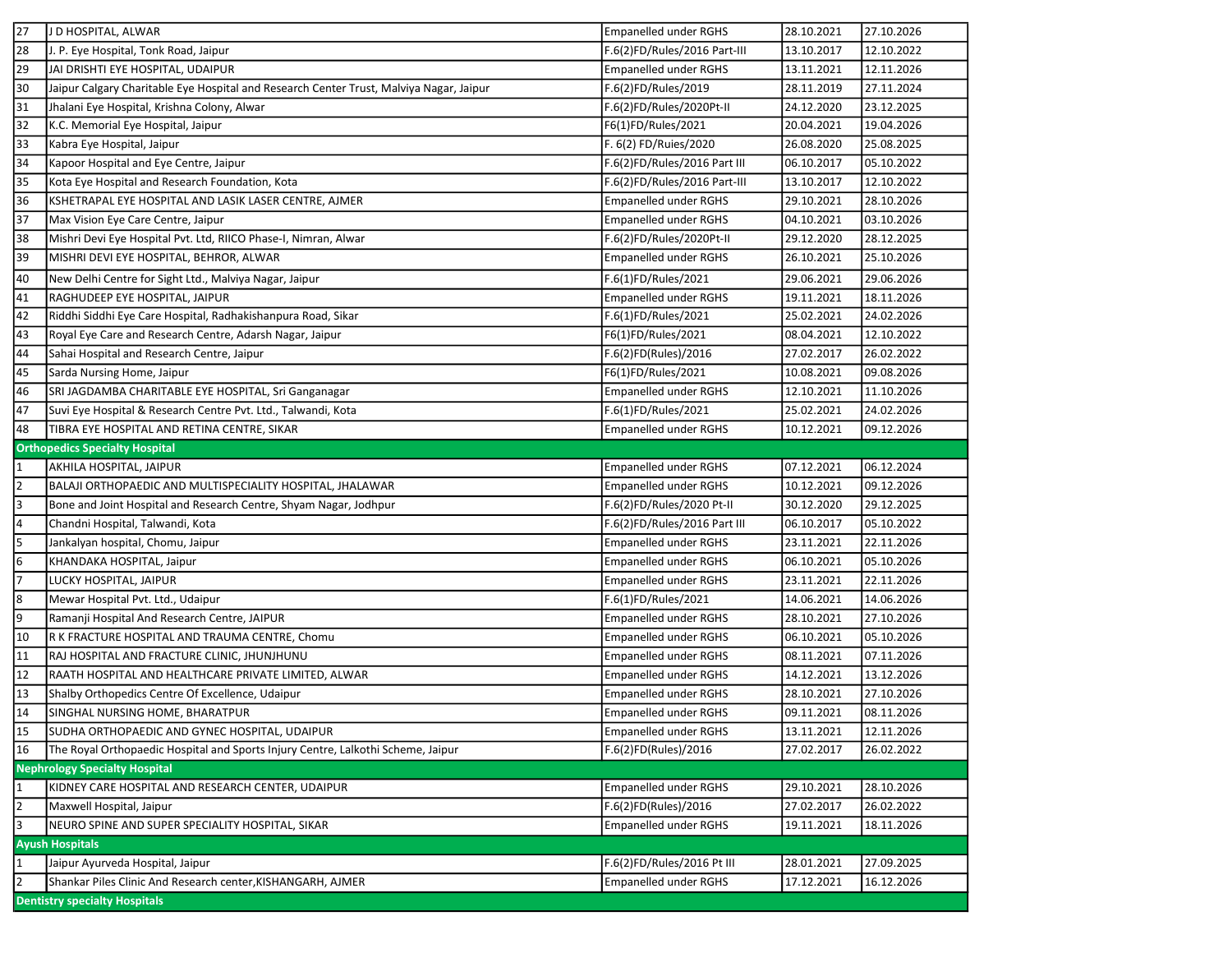| | | | | |
|---|---|---|---|---|
| 27 | J D HOSPITAL, ALWAR | Empanelled under RGHS | 28.10.2021 | 27.10.2026 |
| 28 | J. P. Eye Hospital, Tonk Road, Jaipur | F.6(2)FD/Rules/2016 Part-III | 13.10.2017 | 12.10.2022 |
| 29 | JAI DRISHTI EYE HOSPITAL, UDAIPUR | Empanelled under RGHS | 13.11.2021 | 12.11.2026 |
| 30 | Jaipur Calgary Charitable Eye Hospital and Research Center Trust, Malviya Nagar, Jaipur | F.6(2)FD/Rules/2019 | 28.11.2019 | 27.11.2024 |
| 31 | Jhalani Eye Hospital, Krishna Colony, Alwar | F.6(2)FD/Rules/2020Pt-II | 24.12.2020 | 23.12.2025 |
| 32 | K.C. Memorial Eye Hospital, Jaipur | F6(1)FD/Rules/2021 | 20.04.2021 | 19.04.2026 |
| 33 | Kabra Eye Hospital, Jaipur | F. 6(2) FD/Ruies/2020 | 26.08.2020 | 25.08.2025 |
| 34 | Kapoor Hospital and Eye Centre, Jaipur | F.6(2)FD/Rules/2016 Part III | 06.10.2017 | 05.10.2022 |
| 35 | Kota Eye Hospital and Research Foundation, Kota | F.6(2)FD/Rules/2016 Part-III | 13.10.2017 | 12.10.2022 |
| 36 | KSHETRAPAL EYE HOSPITAL AND LASIK LASER CENTRE, AJMER | Empanelled under RGHS | 29.10.2021 | 28.10.2026 |
| 37 | Max Vision Eye Care Centre, Jaipur | Empanelled under RGHS | 04.10.2021 | 03.10.2026 |
| 38 | Mishri Devi Eye Hospital Pvt. Ltd, RIICO Phase-I, Nimran, Alwar | F.6(2)FD/Rules/2020Pt-II | 29.12.2020 | 28.12.2025 |
| 39 | MISHRI DEVI EYE HOSPITAL, BEHROR, ALWAR | Empanelled under RGHS | 26.10.2021 | 25.10.2026 |
| 40 | New Delhi Centre for Sight Ltd., Malviya Nagar, Jaipur | F.6(1)FD/Rules/2021 | 29.06.2021 | 29.06.2026 |
| 41 | RAGHUDEEP EYE HOSPITAL, JAIPUR | Empanelled under RGHS | 19.11.2021 | 18.11.2026 |
| 42 | Riddhi Siddhi Eye Care Hospital, Radhakishanpura Road, Sikar | F.6(1)FD/Rules/2021 | 25.02.2021 | 24.02.2026 |
| 43 | Royal Eye Care and Research Centre, Adarsh Nagar, Jaipur | F6(1)FD/Rules/2021 | 08.04.2021 | 12.10.2022 |
| 44 | Sahai Hospital and Research Centre, Jaipur | F.6(2)FD(Rules)/2016 | 27.02.2017 | 26.02.2022 |
| 45 | Sarda Nursing Home, Jaipur | F6(1)FD/Rules/2021 | 10.08.2021 | 09.08.2026 |
| 46 | SRI JAGDAMBA CHARITABLE EYE HOSPITAL, Sri Ganganagar | Empanelled under RGHS | 12.10.2021 | 11.10.2026 |
| 47 | Suvi Eye Hospital & Research Centre Pvt. Ltd., Talwandi, Kota | F.6(1)FD/Rules/2021 | 25.02.2021 | 24.02.2026 |
| 48 | TIBRA EYE HOSPITAL AND RETINA CENTRE, SIKAR | Empanelled under RGHS | 10.12.2021 | 09.12.2026 |
| **Orthopedics Specialty Hospital** | | | | |
| 1 | AKHILA HOSPITAL, JAIPUR | Empanelled under RGHS | 07.12.2021 | 06.12.2024 |
| 2 | BALAJI ORTHOPAEDIC AND MULTISPECIALITY HOSPITAL, JHALAWAR | Empanelled under RGHS | 10.12.2021 | 09.12.2026 |
| 3 | Bone and Joint Hospital and Research Centre, Shyam Nagar, Jodhpur | F.6(2)FD/Rules/2020 Pt-II | 30.12.2020 | 29.12.2025 |
| 4 | Chandni Hospital, Talwandi, Kota | F.6(2)FD/Rules/2016 Part III | 06.10.2017 | 05.10.2022 |
| 5 | Jankalyan hospital, Chomu, Jaipur | Empanelled under RGHS | 23.11.2021 | 22.11.2026 |
| 6 | KHANDAKA HOSPITAL, Jaipur | Empanelled under RGHS | 06.10.2021 | 05.10.2026 |
| 7 | LUCKY HOSPITAL, JAIPUR | Empanelled under RGHS | 23.11.2021 | 22.11.2026 |
| 8 | Mewar Hospital Pvt. Ltd., Udaipur | F.6(1)FD/Rules/2021 | 14.06.2021 | 14.06.2026 |
| 9 | Ramanji Hospital And Research Centre, JAIPUR | Empanelled under RGHS | 28.10.2021 | 27.10.2026 |
| 10 | R K FRACTURE HOSPITAL AND TRAUMA CENTRE, Chomu | Empanelled under RGHS | 06.10.2021 | 05.10.2026 |
| 11 | RAJ HOSPITAL AND FRACTURE CLINIC, JHUNJHUNU | Empanelled under RGHS | 08.11.2021 | 07.11.2026 |
| 12 | RAATH HOSPITAL AND HEALTHCARE PRIVATE LIMITED, ALWAR | Empanelled under RGHS | 14.12.2021 | 13.12.2026 |
| 13 | Shalby Orthopedics Centre Of Excellence, Udaipur | Empanelled under RGHS | 28.10.2021 | 27.10.2026 |
| 14 | SINGHAL NURSING HOME, BHARATPUR | Empanelled under RGHS | 09.11.2021 | 08.11.2026 |
| 15 | SUDHA ORTHOPAEDIC AND GYNEC HOSPITAL, UDAIPUR | Empanelled under RGHS | 13.11.2021 | 12.11.2026 |
| 16 | The Royal Orthopaedic Hospital and Sports Injury Centre, Lalkothi Scheme, Jaipur | F.6(2)FD(Rules)/2016 | 27.02.2017 | 26.02.2022 |
| **Nephrology Specialty Hospital** | | | | |
| 1 | KIDNEY CARE HOSPITAL AND RESEARCH CENTER, UDAIPUR | Empanelled under RGHS | 29.10.2021 | 28.10.2026 |
| 2 | Maxwell Hospital, Jaipur | F.6(2)FD(Rules)/2016 | 27.02.2017 | 26.02.2022 |
| 3 | NEURO SPINE AND SUPER SPECIALITY HOSPITAL, SIKAR | Empanelled under RGHS | 19.11.2021 | 18.11.2026 |
| **Ayush Hospitals** | | | | |
| 1 | Jaipur Ayurveda Hospital, Jaipur | F.6(2)FD/Rules/2016 Pt III | 28.01.2021 | 27.09.2025 |
| 2 | Shankar Piles Clinic And Research center,KISHANGARH, AJMER | Empanelled under RGHS | 17.12.2021 | 16.12.2026 |
| **Dentistry specialty Hospitals** | | | | |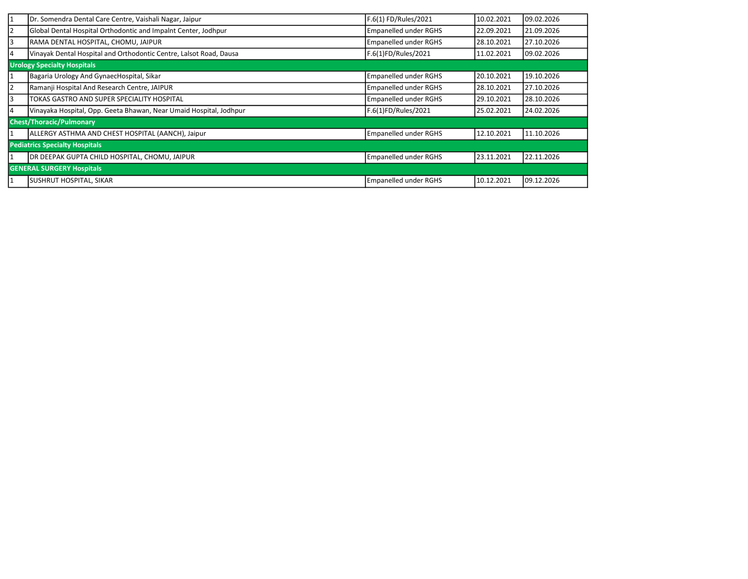| | | | | |
|---|---|---|---|---|
| 1 | Dr. Somendra Dental Care Centre, Vaishali Nagar, Jaipur | F.6(1) FD/Rules/2021 | 10.02.2021 | 09.02.2026 |
| 2 | Global Dental Hospital Orthodontic and Impalnt Center, Jodhpur | Empanelled under RGHS | 22.09.2021 | 21.09.2026 |
| 3 | RAMA DENTAL HOSPITAL, CHOMU, JAIPUR | Empanelled under RGHS | 28.10.2021 | 27.10.2026 |
| 4 | Vinayak Dental Hospital and Orthodontic Centre, Lalsot Road, Dausa | F.6(1)FD/Rules/2021 | 11.02.2021 | 09.02.2026 |
| **Urology Specialty Hospitals** | | | | |
| 1 | Bagaria Urology And GynaecHospital, Sikar | Empanelled under RGHS | 20.10.2021 | 19.10.2026 |
| 2 | Ramanji Hospital And Research Centre, JAIPUR | Empanelled under RGHS | 28.10.2021 | 27.10.2026 |
| 3 | TOKAS GASTRO AND SUPER SPECIALITY HOSPITAL | Empanelled under RGHS | 29.10.2021 | 28.10.2026 |
| 4 | Vinayaka Hospital, Opp. Geeta Bhawan, Near Umaid Hospital, Jodhpur | F.6(1)FD/Rules/2021 | 25.02.2021 | 24.02.2026 |
| **Chest/Thoracic/Pulmonary** | | | | |
| 1 | ALLERGY ASTHMA AND CHEST HOSPITAL (AANCH), Jaipur | Empanelled under RGHS | 12.10.2021 | 11.10.2026 |
| **Pediatrics Specialty Hospitals** | | | | |
| 1 | DR DEEPAK GUPTA CHILD HOSPITAL, CHOMU, JAIPUR | Empanelled under RGHS | 23.11.2021 | 22.11.2026 |
| **GENERAL SURGERY Hospitals** | | | | |
| 1 | SUSHRUT HOSPITAL, SIKAR | Empanelled under RGHS | 10.12.2021 | 09.12.2026 |